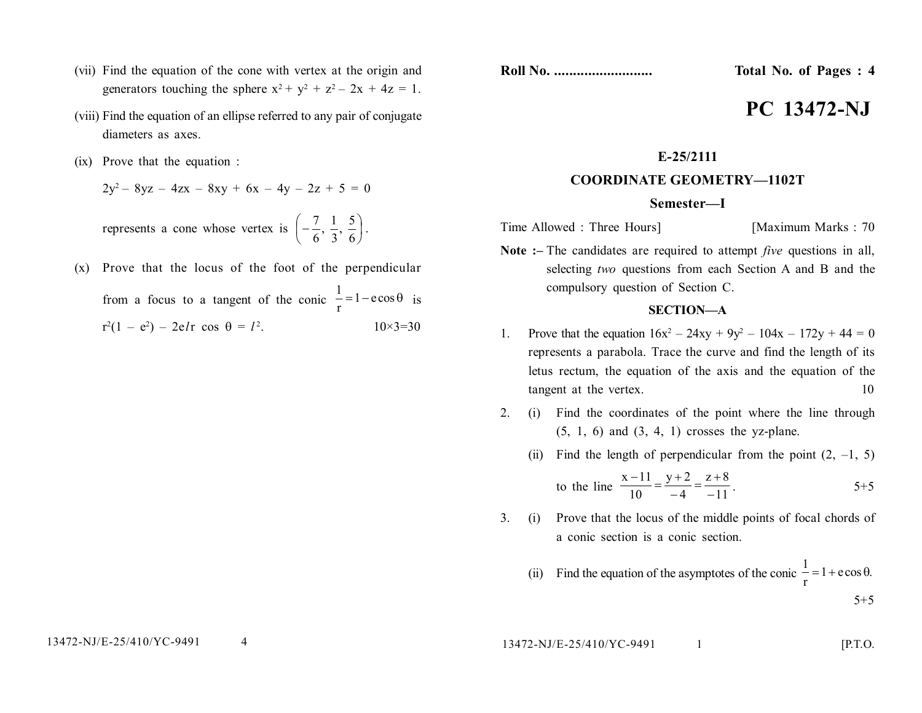Roll No. .......................... Total No. of Pages : 4

# PC 13472-NJ

**E-25/2111**

**COORDINATE GEOMETRY—1102T**

**Semester—I**

Time Allowed : Three Hours] [Maximum Marks : 70

**Note :–** The candidates are required to attempt *five* questions in all, selecting *two* questions from each Section A and B and the compulsory question of Section C.

## SECTION—A

1. Prove that the equation $16x^2 - 24xy + 9y^2 - 104x - 172y + 44 = 0$ represents a parabola. Trace the curve and find the length of its letus rectum, the equation of the axis and the equation of the tangent at the vertex. 10

2. (i) Find the coordinates of the point where the line through (5, 1, 6) and (3, 4, 1) crosses the yz-plane.

   (ii) Find the length of perpendicular from the point (2, –1, 5) to the line $\frac{x-11}{10} = \frac{y+2}{-4} = \frac{z+8}{-11}$. 5+5

3. (i) Prove that the locus of the middle points of focal chords of a conic section is a conic section.

   (ii) Find the equation of the asymptotes of the conic $\frac{1}{r} = 1 + e\cos\theta$. 5+5

(vii) Find the equation of the cone with vertex at the origin and generators touching the sphere $x^2 + y^2 + z^2 - 2x + 4z = 1$.

(viii) Find the equation of an ellipse referred to any pair of conjugate diameters as axes.

(ix) Prove that the equation :

$$2y^2 - 8yz - 4zx - 8xy + 6x - 4y - 2z + 5 = 0$$

represents a cone whose vertex is $\left(-\frac{7}{6}, \frac{1}{3}, \frac{5}{6}\right)$.

(x) Prove that the locus of the foot of the perpendicular from a focus to a tangent of the conic $\frac{1}{r} = 1 - e\cos\theta$ is $r^2(1 - e^2) - 2elr\cos\theta = l^2$. 10×3=30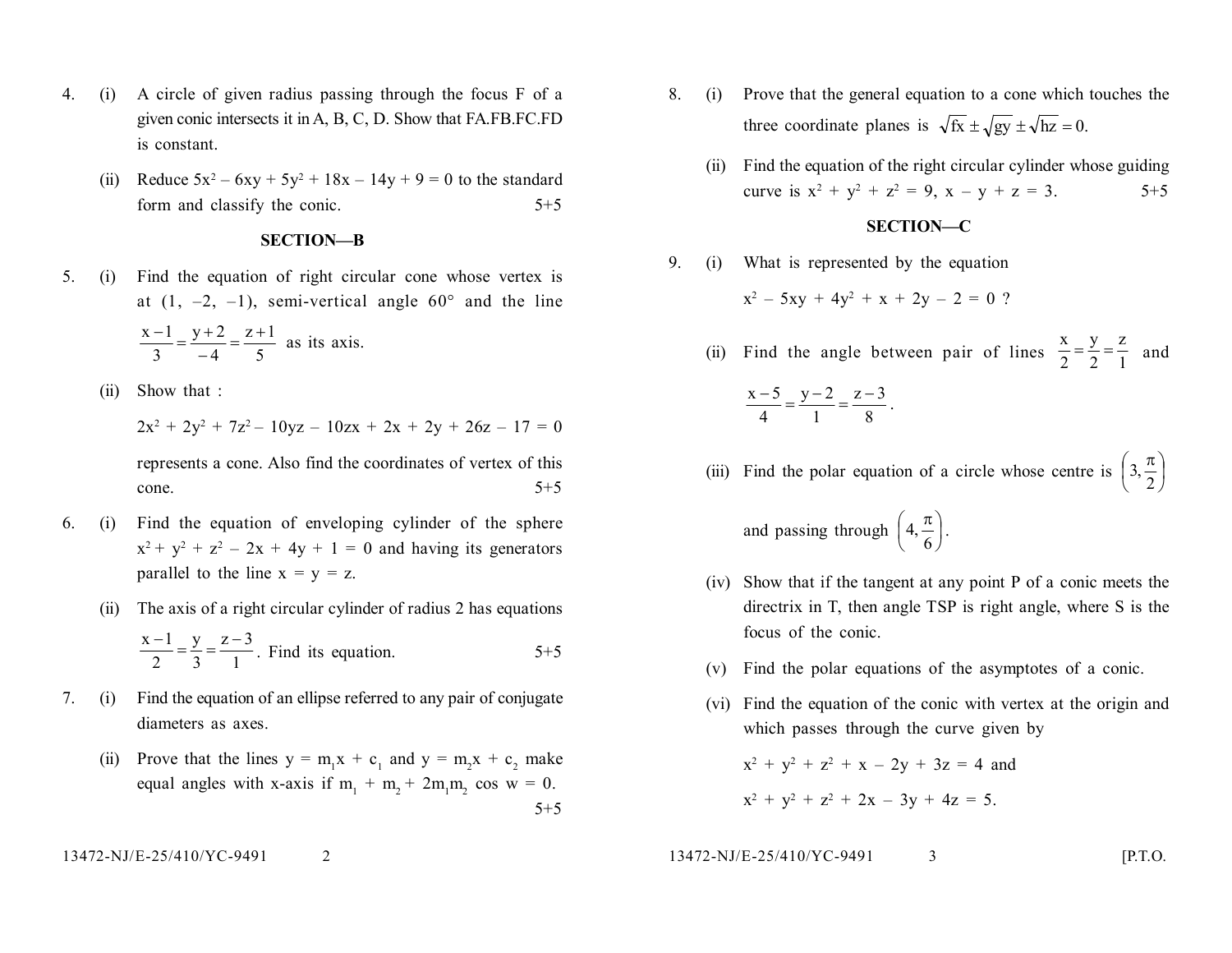4. (i) A circle of given radius passing through the focus F of a given conic intersects it in A, B, C, D. Show that FA.FB.FC.FD is constant.

   (ii) Reduce $5x^2 - 6xy + 5y^2 + 18x - 14y + 9 = 0$ to the standard form and classify the conic. 5+5

## SECTION—B

5. (i) Find the equation of right circular cone whose vertex is at (1, –2, –1), semi-vertical angle 60° and the line $\frac{x-1}{3} = \frac{y+2}{-4} = \frac{z+1}{5}$ as its axis.

   (ii) Show that :

   $$2x^2 + 2y^2 + 7z^2 - 10yz - 10zx + 2x + 2y + 26z - 17 = 0$$

   represents a cone. Also find the coordinates of vertex of this cone. 5+5

6. (i) Find the equation of enveloping cylinder of the sphere $x^2 + y^2 + z^2 - 2x + 4y + 1 = 0$ and having its generators parallel to the line $x = y = z$.

   (ii) The axis of a right circular cylinder of radius 2 has equations $\frac{x-1}{2} = \frac{y}{3} = \frac{z-3}{1}$. Find its equation. 5+5

7. (i) Find the equation of an ellipse referred to any pair of conjugate diameters as axes.

   (ii) Prove that the lines $y = m_1x + c_1$ and $y = m_2x + c_2$ make equal angles with x-axis if $m_1 + m_2 + 2m_1m_2 \cos w = 0$. 5+5

8. (i) Prove that the general equation to a cone which touches the three coordinate planes is $\sqrt{fx} \pm \sqrt{gy} \pm \sqrt{hz} = 0$.

   (ii) Find the equation of the right circular cylinder whose guiding curve is $x^2 + y^2 + z^2 = 9$, $x - y + z = 3$. 5+5

## SECTION—C

9. (i) What is represented by the equation

   $$x^2 - 5xy + 4y^2 + x + 2y - 2 = 0 \ ?$$

   (ii) Find the angle between pair of lines $\frac{x}{2} = \frac{y}{2} = \frac{z}{1}$ and $\frac{x-5}{4} = \frac{y-2}{1} = \frac{z-3}{8}$.

   (iii) Find the polar equation of a circle whose centre is $\left(3, \frac{\pi}{2}\right)$ and passing through $\left(4, \frac{\pi}{6}\right)$.

   (iv) Show that if the tangent at any point P of a conic meets the directrix in T, then angle TSP is right angle, where S is the focus of the conic.

   (v) Find the polar equations of the asymptotes of a conic.

   (vi) Find the equation of the conic with vertex at the origin and which passes through the curve given by

   $x^2 + y^2 + z^2 + x - 2y + 3z = 4$ and

   $x^2 + y^2 + z^2 + 2x - 3y + 4z = 5$.